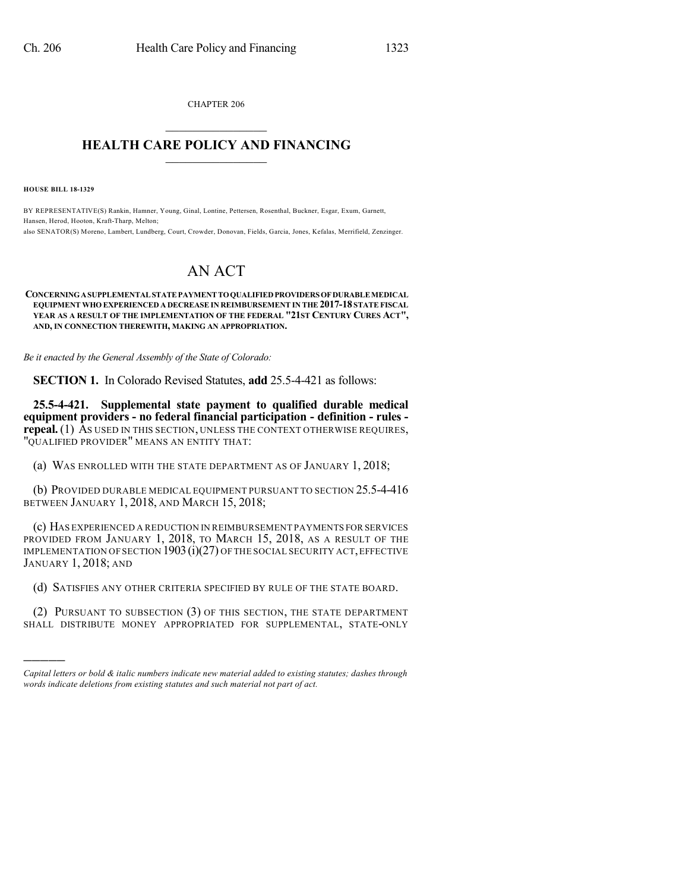CHAPTER 206

# HEALTH CARE POLICY AND FINANCING

**HOUSE BILL 18-1329**

BY REPRESENTATIVE(S) Rankin, Hamner, Young, Ginal, Lontine, Pettersen, Rosenthal, Buckner, Esgar, Exum, Garnett, Hansen, Herod, Hooton, Kraft-Tharp, Melton;
also SENATOR(S) Moreno, Lambert, Lundberg, Court, Crowder, Donovan, Fields, Garcia, Jones, Kefalas, Merrifield, Zenzinger.

# AN ACT

**CONCERNING A SUPPLEMENTAL STATE PAYMENT TO QUALIFIED PROVIDERS OF DURABLE MEDICAL EQUIPMENT WHO EXPERIENCED A DECREASE IN REIMBURSEMENT IN THE 2017-18 STATE FISCAL YEAR AS A RESULT OF THE IMPLEMENTATION OF THE FEDERAL "21ST CENTURY CURES ACT", AND, IN CONNECTION THEREWITH, MAKING AN APPROPRIATION.**

*Be it enacted by the General Assembly of the State of Colorado:*

**SECTION 1.** In Colorado Revised Statutes, **add** 25.5-4-421 as follows:

**25.5-4-421. Supplemental state payment to qualified durable medical equipment providers - no federal financial participation - definition - rules - repeal.** (1) AS USED IN THIS SECTION, UNLESS THE CONTEXT OTHERWISE REQUIRES, "QUALIFIED PROVIDER" MEANS AN ENTITY THAT:

(a) WAS ENROLLED WITH THE STATE DEPARTMENT AS OF JANUARY 1, 2018;

(b) PROVIDED DURABLE MEDICAL EQUIPMENT PURSUANT TO SECTION 25.5-4-416 BETWEEN JANUARY 1, 2018, AND MARCH 15, 2018;

(c) HAS EXPERIENCED A REDUCTION IN REIMBURSEMENT PAYMENTS FOR SERVICES PROVIDED FROM JANUARY 1, 2018, TO MARCH 15, 2018, AS A RESULT OF THE IMPLEMENTATION OF SECTION 1903 (i)(27) OF THE SOCIAL SECURITY ACT, EFFECTIVE JANUARY 1, 2018; AND

(d) SATISFIES ANY OTHER CRITERIA SPECIFIED BY RULE OF THE STATE BOARD.

(2) PURSUANT TO SUBSECTION (3) OF THIS SECTION, THE STATE DEPARTMENT SHALL DISTRIBUTE MONEY APPROPRIATED FOR SUPPLEMENTAL, STATE-ONLY

---

*Capital letters or bold & italic numbers indicate new material added to existing statutes; dashes through words indicate deletions from existing statutes and such material not part of act.*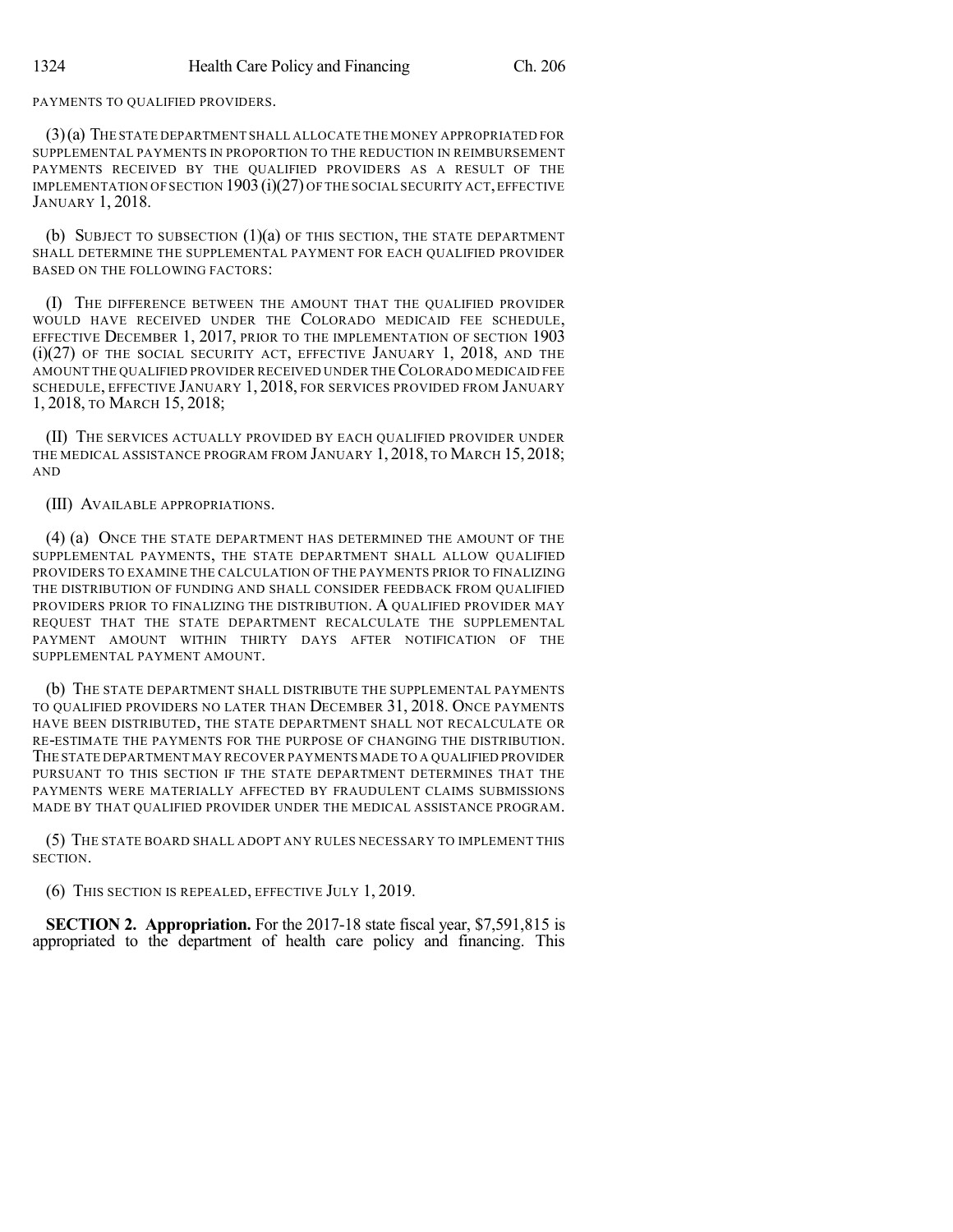PAYMENTS TO QUALIFIED PROVIDERS.

(3) (a) THE STATE DEPARTMENT SHALL ALLOCATE THE MONEY APPROPRIATED FOR SUPPLEMENTAL PAYMENTS IN PROPORTION TO THE REDUCTION IN REIMBURSEMENT PAYMENTS RECEIVED BY THE QUALIFIED PROVIDERS AS A RESULT OF THE IMPLEMENTATION OF SECTION 1903 (i)(27) OF THE SOCIAL SECURITY ACT, EFFECTIVE JANUARY 1, 2018.

(b) SUBJECT TO SUBSECTION (1)(a) OF THIS SECTION, THE STATE DEPARTMENT SHALL DETERMINE THE SUPPLEMENTAL PAYMENT FOR EACH QUALIFIED PROVIDER BASED ON THE FOLLOWING FACTORS:

(I) THE DIFFERENCE BETWEEN THE AMOUNT THAT THE QUALIFIED PROVIDER WOULD HAVE RECEIVED UNDER THE COLORADO MEDICAID FEE SCHEDULE, EFFECTIVE DECEMBER 1, 2017, PRIOR TO THE IMPLEMENTATION OF SECTION 1903 (i)(27) OF THE SOCIAL SECURITY ACT, EFFECTIVE JANUARY 1, 2018, AND THE AMOUNT THE QUALIFIED PROVIDER RECEIVED UNDER THE COLORADO MEDICAID FEE SCHEDULE, EFFECTIVE JANUARY 1, 2018, FOR SERVICES PROVIDED FROM JANUARY 1, 2018, TO MARCH 15, 2018;

(II) THE SERVICES ACTUALLY PROVIDED BY EACH QUALIFIED PROVIDER UNDER THE MEDICAL ASSISTANCE PROGRAM FROM JANUARY 1, 2018, TO MARCH 15, 2018; AND

(III) AVAILABLE APPROPRIATIONS.

(4) (a) ONCE THE STATE DEPARTMENT HAS DETERMINED THE AMOUNT OF THE SUPPLEMENTAL PAYMENTS, THE STATE DEPARTMENT SHALL ALLOW QUALIFIED PROVIDERS TO EXAMINE THE CALCULATION OF THE PAYMENTS PRIOR TO FINALIZING THE DISTRIBUTION OF FUNDING AND SHALL CONSIDER FEEDBACK FROM QUALIFIED PROVIDERS PRIOR TO FINALIZING THE DISTRIBUTION. A QUALIFIED PROVIDER MAY REQUEST THAT THE STATE DEPARTMENT RECALCULATE THE SUPPLEMENTAL PAYMENT AMOUNT WITHIN THIRTY DAYS AFTER NOTIFICATION OF THE SUPPLEMENTAL PAYMENT AMOUNT.

(b) THE STATE DEPARTMENT SHALL DISTRIBUTE THE SUPPLEMENTAL PAYMENTS TO QUALIFIED PROVIDERS NO LATER THAN DECEMBER 31, 2018. ONCE PAYMENTS HAVE BEEN DISTRIBUTED, THE STATE DEPARTMENT SHALL NOT RECALCULATE OR RE-ESTIMATE THE PAYMENTS FOR THE PURPOSE OF CHANGING THE DISTRIBUTION. THE STATE DEPARTMENT MAY RECOVER PAYMENTS MADE TO A QUALIFIED PROVIDER PURSUANT TO THIS SECTION IF THE STATE DEPARTMENT DETERMINES THAT THE PAYMENTS WERE MATERIALLY AFFECTED BY FRAUDULENT CLAIMS SUBMISSIONS MADE BY THAT QUALIFIED PROVIDER UNDER THE MEDICAL ASSISTANCE PROGRAM.

(5) THE STATE BOARD SHALL ADOPT ANY RULES NECESSARY TO IMPLEMENT THIS SECTION.

(6) THIS SECTION IS REPEALED, EFFECTIVE JULY 1, 2019.

**SECTION 2. Appropriation.** For the 2017-18 state fiscal year, $7,591,815 is appropriated to the department of health care policy and financing. This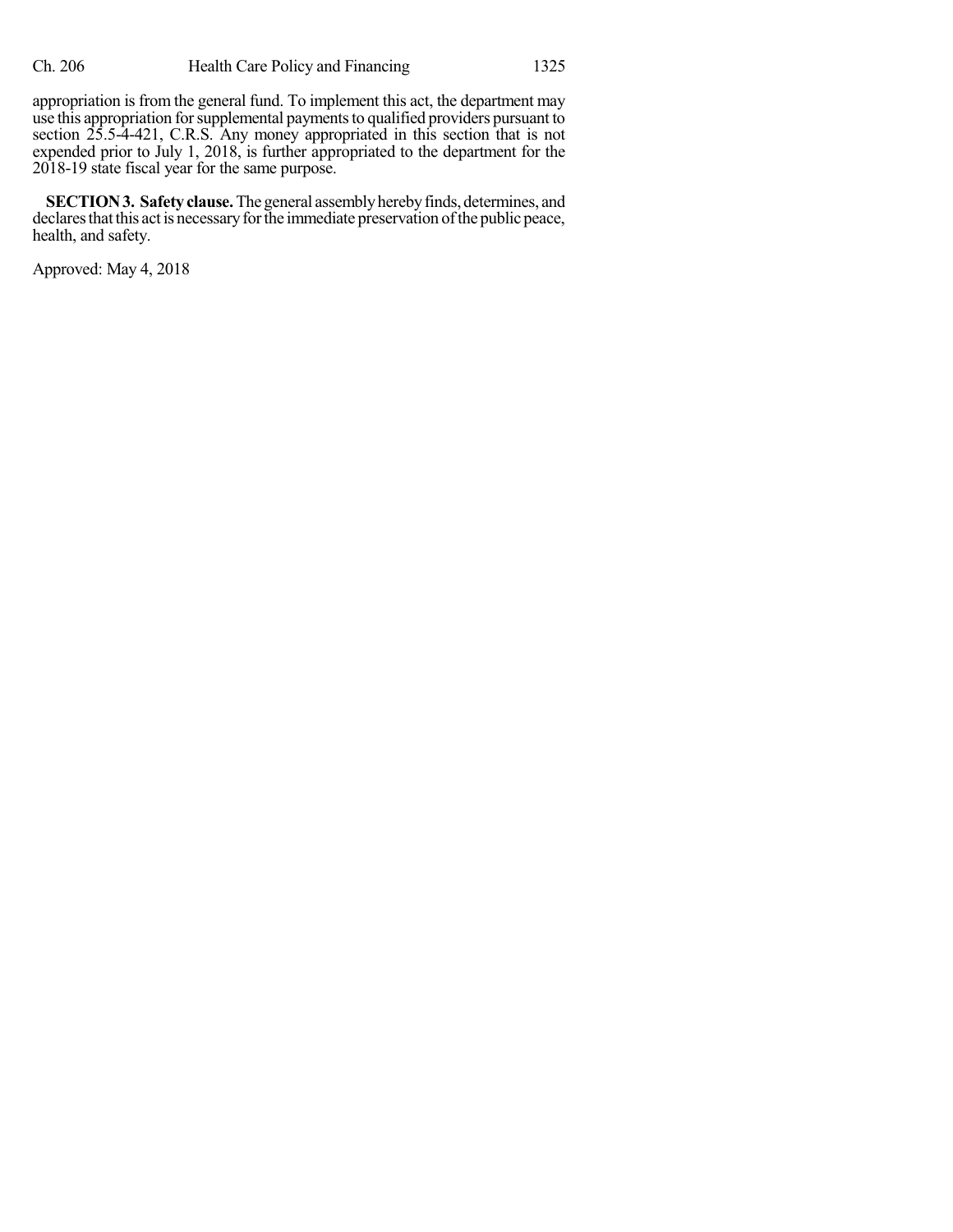appropriation is from the general fund. To implement this act, the department may use this appropriation for supplemental payments to qualified providers pursuant to section 25.5-4-421, C.R.S. Any money appropriated in this section that is not expended prior to July 1, 2018, is further appropriated to the department for the 2018-19 state fiscal year for the same purpose.

**SECTION 3. Safety clause.** The general assembly hereby finds, determines, and declares that this act is necessary for the immediate preservation of the public peace, health, and safety.

Approved: May 4, 2018